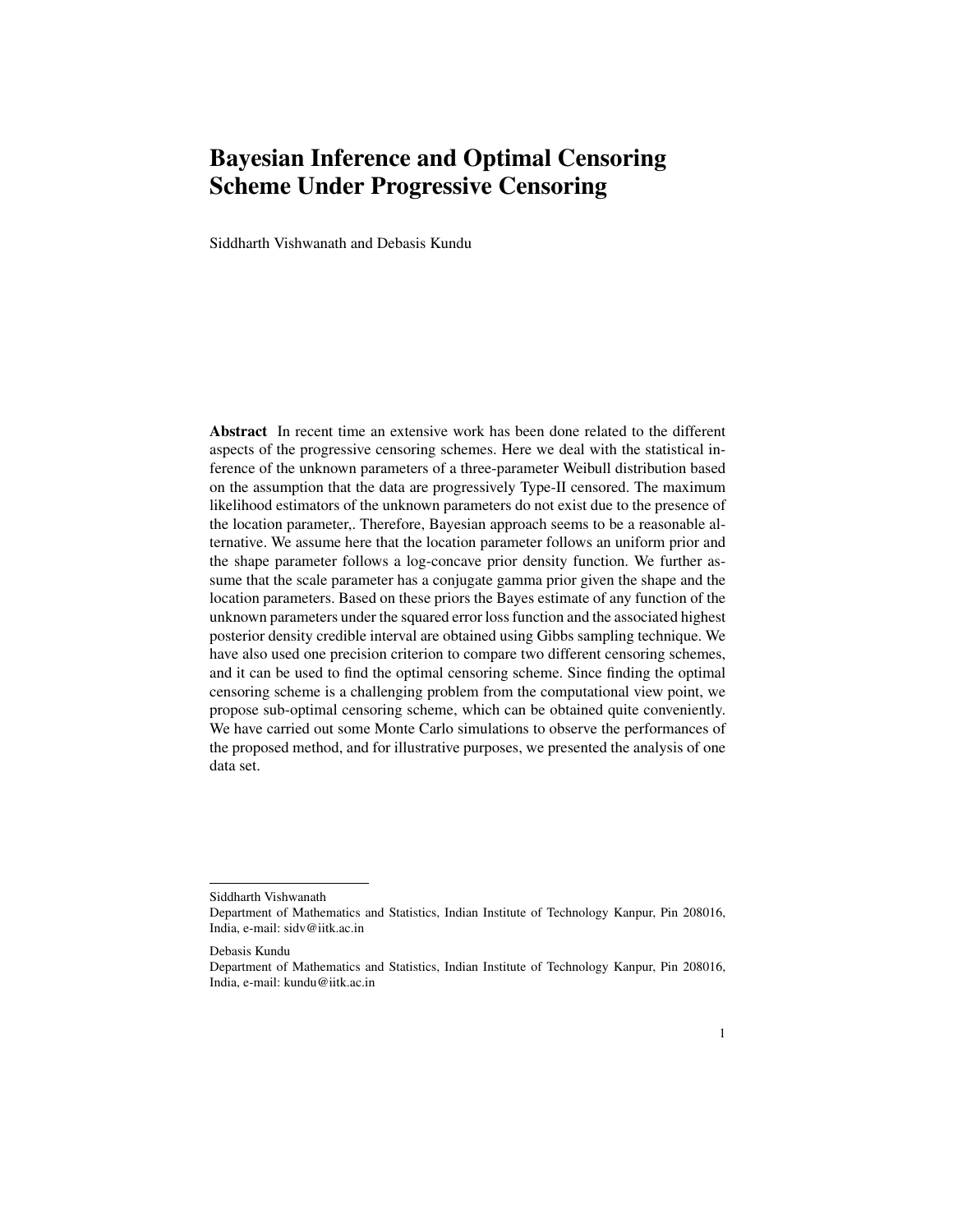# Bayesian Inference and Optimal Censoring Scheme Under Progressive Censoring

Siddharth Vishwanath and Debasis Kundu

**Abstract** In recent time an extensive work has been done related to the different aspects of the progressive censoring schemes. Here we deal with the statistical inference of the unknown parameters of a three-parameter Weibull distribution based on the assumption that the data are progressively Type-II censored. The maximum likelihood estimators of the unknown parameters do not exist due to the presence of the location parameter,. Therefore, Bayesian approach seems to be a reasonable alternative. We assume here that the location parameter follows an uniform prior and the shape parameter follows a log-concave prior density function. We further assume that the scale parameter has a conjugate gamma prior given the shape and the location parameters. Based on these priors the Bayes estimate of any function of the unknown parameters under the squared error loss function and the associated highest posterior density credible interval are obtained using Gibbs sampling technique. We have also used one precision criterion to compare two different censoring schemes, and it can be used to find the optimal censoring scheme. Since finding the optimal censoring scheme is a challenging problem from the computational view point, we propose sub-optimal censoring scheme, which can be obtained quite conveniently. We have carried out some Monte Carlo simulations to observe the performances of the proposed method, and for illustrative purposes, we presented the analysis of one data set.

---

Siddharth Vishwanath
Department of Mathematics and Statistics, Indian Institute of Technology Kanpur, Pin 208016, India, e-mail: sidv@iitk.ac.in

Debasis Kundu
Department of Mathematics and Statistics, Indian Institute of Technology Kanpur, Pin 208016, India, e-mail: kundu@iitk.ac.in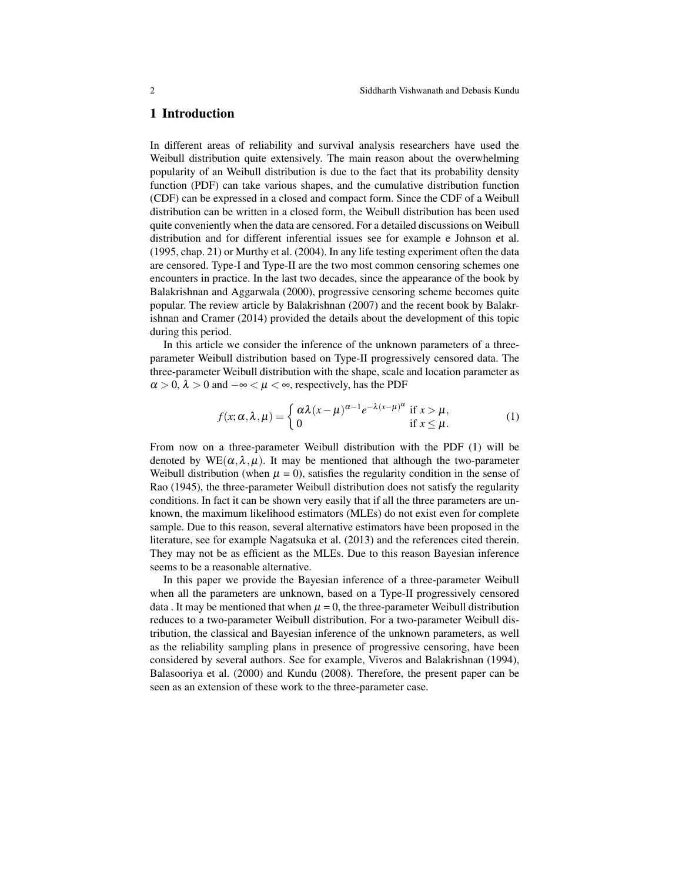# 1 Introduction

In different areas of reliability and survival analysis researchers have used the Weibull distribution quite extensively. The main reason about the overwhelming popularity of an Weibull distribution is due to the fact that its probability density function (PDF) can take various shapes, and the cumulative distribution function (CDF) can be expressed in a closed and compact form. Since the CDF of a Weibull distribution can be written in a closed form, the Weibull distribution has been used quite conveniently when the data are censored. For a detailed discussions on Weibull distribution and for different inferential issues see for example e Johnson et al. (1995, chap. 21) or Murthy et al. (2004). In any life testing experiment often the data are censored. Type-I and Type-II are the two most common censoring schemes one encounters in practice. In the last two decades, since the appearance of the book by Balakrishnan and Aggarwala (2000), progressive censoring scheme becomes quite popular. The review article by Balakrishnan (2007) and the recent book by Balakrishnan and Cramer (2014) provided the details about the development of this topic during this period.

In this article we consider the inference of the unknown parameters of a three-parameter Weibull distribution based on Type-II progressively censored data. The three-parameter Weibull distribution with the shape, scale and location parameter as $\alpha > 0$, $\lambda > 0$ and $-\infty < \mu < \infty$, respectively, has the PDF

$$f(x;\alpha,\lambda,\mu) = \begin{cases} \alpha\lambda(x-\mu)^{\alpha-1}e^{-\lambda(x-\mu)^{\alpha}} & \text{if } x > \mu, \\ 0 & \text{if } x \leq \mu. \end{cases} \tag{1}$$

From now on a three-parameter Weibull distribution with the PDF (1) will be denoted by $\text{WE}(\alpha,\lambda,\mu)$. It may be mentioned that although the two-parameter Weibull distribution (when $\mu = 0$), satisfies the regularity condition in the sense of Rao (1945), the three-parameter Weibull distribution does not satisfy the regularity conditions. In fact it can be shown very easily that if all the three parameters are unknown, the maximum likelihood estimators (MLEs) do not exist even for complete sample. Due to this reason, several alternative estimators have been proposed in the literature, see for example Nagatsuka et al. (2013) and the references cited therein. They may not be as efficient as the MLEs. Due to this reason Bayesian inference seems to be a reasonable alternative.

In this paper we provide the Bayesian inference of a three-parameter Weibull when all the parameters are unknown, based on a Type-II progressively censored data . It may be mentioned that when $\mu = 0$, the three-parameter Weibull distribution reduces to a two-parameter Weibull distribution. For a two-parameter Weibull distribution, the classical and Bayesian inference of the unknown parameters, as well as the reliability sampling plans in presence of progressive censoring, have been considered by several authors. See for example, Viveros and Balakrishnan (1994), Balasooriya et al. (2000) and Kundu (2008). Therefore, the present paper can be seen as an extension of these work to the three-parameter case.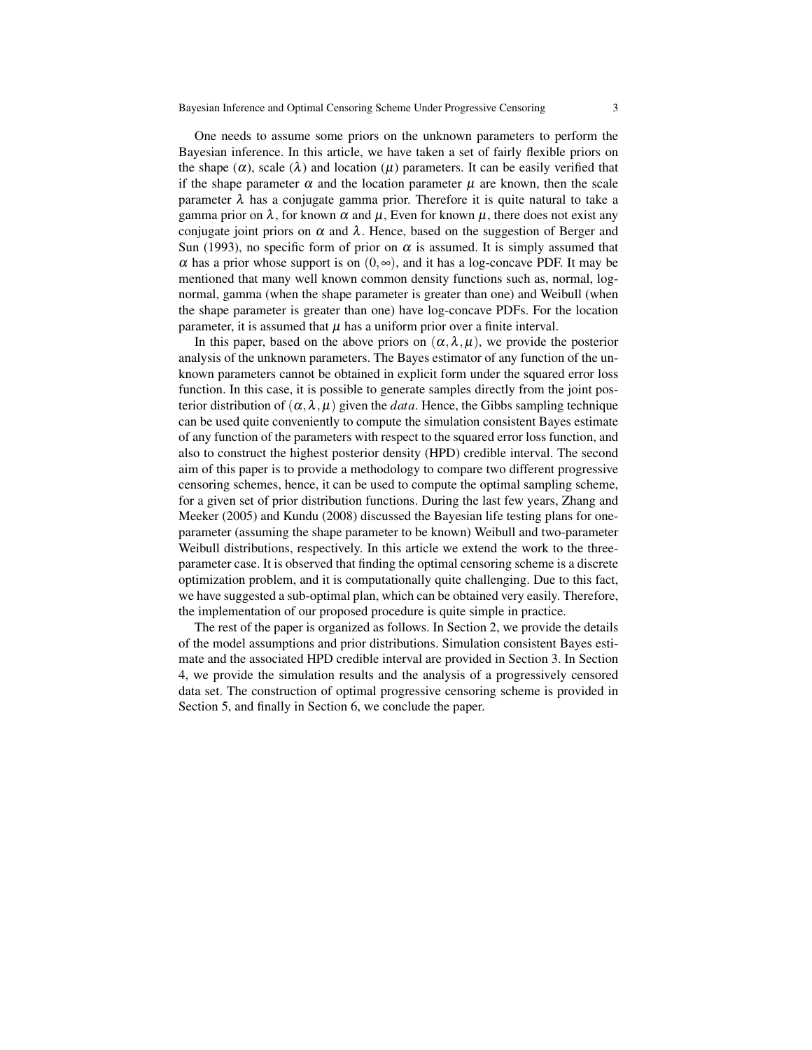One needs to assume some priors on the unknown parameters to perform the Bayesian inference. In this article, we have taken a set of fairly flexible priors on the shape ($\alpha$), scale ($\lambda$) and location ($\mu$) parameters. It can be easily verified that if the shape parameter $\alpha$ and the location parameter $\mu$ are known, then the scale parameter $\lambda$ has a conjugate gamma prior. Therefore it is quite natural to take a gamma prior on $\lambda$, for known $\alpha$ and $\mu$, Even for known $\mu$, there does not exist any conjugate joint priors on $\alpha$ and $\lambda$. Hence, based on the suggestion of Berger and Sun (1993), no specific form of prior on $\alpha$ is assumed. It is simply assumed that $\alpha$ has a prior whose support is on $(0,\infty)$, and it has a log-concave PDF. It may be mentioned that many well known common density functions such as, normal, log-normal, gamma (when the shape parameter is greater than one) and Weibull (when the shape parameter is greater than one) have log-concave PDFs. For the location parameter, it is assumed that $\mu$ has a uniform prior over a finite interval.

In this paper, based on the above priors on $(\alpha,\lambda,\mu)$, we provide the posterior analysis of the unknown parameters. The Bayes estimator of any function of the unknown parameters cannot be obtained in explicit form under the squared error loss function. In this case, it is possible to generate samples directly from the joint posterior distribution of $(\alpha,\lambda,\mu)$ given the $data$. Hence, the Gibbs sampling technique can be used quite conveniently to compute the simulation consistent Bayes estimate of any function of the parameters with respect to the squared error loss function, and also to construct the highest posterior density (HPD) credible interval. The second aim of this paper is to provide a methodology to compare two different progressive censoring schemes, hence, it can be used to compute the optimal sampling scheme, for a given set of prior distribution functions. During the last few years, Zhang and Meeker (2005) and Kundu (2008) discussed the Bayesian life testing plans for one-parameter (assuming the shape parameter to be known) Weibull and two-parameter Weibull distributions, respectively. In this article we extend the work to the three-parameter case. It is observed that finding the optimal censoring scheme is a discrete optimization problem, and it is computationally quite challenging. Due to this fact, we have suggested a sub-optimal plan, which can be obtained very easily. Therefore, the implementation of our proposed procedure is quite simple in practice.

The rest of the paper is organized as follows. In Section 2, we provide the details of the model assumptions and prior distributions. Simulation consistent Bayes estimate and the associated HPD credible interval are provided in Section 3. In Section 4, we provide the simulation results and the analysis of a progressively censored data set. The construction of optimal progressive censoring scheme is provided in Section 5, and finally in Section 6, we conclude the paper.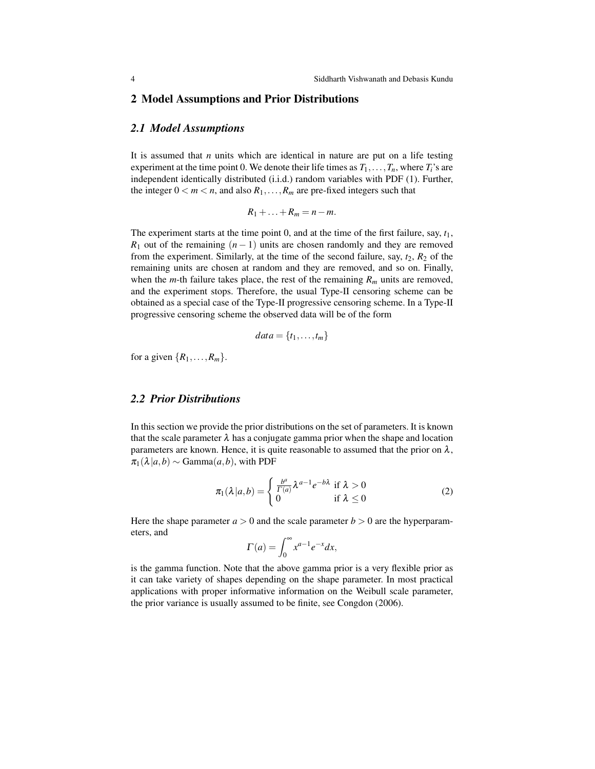## 2 Model Assumptions and Prior Distributions

### 2.1 Model Assumptions

It is assumed that $n$ units which are identical in nature are put on a life testing experiment at the time point 0. We denote their life times as $T_1, \ldots, T_n$, where $T_i$'s are independent identically distributed (i.i.d.) random variables with PDF (1). Further, the integer $0 < m < n$, and also $R_1, \ldots, R_m$ are pre-fixed integers such that

$$R_1 + \ldots + R_m = n - m.$$

The experiment starts at the time point 0, and at the time of the first failure, say, $t_1$, $R_1$ out of the remaining $(n-1)$ units are chosen randomly and they are removed from the experiment. Similarly, at the time of the second failure, say, $t_2$, $R_2$ of the remaining units are chosen at random and they are removed, and so on. Finally, when the $m$-th failure takes place, the rest of the remaining $R_m$ units are removed, and the experiment stops. Therefore, the usual Type-II censoring scheme can be obtained as a special case of the Type-II progressive censoring scheme. In a Type-II progressive censoring scheme the observed data will be of the form

$$data = \{t_1, \ldots, t_m\}$$

for a given $\{R_1, \ldots, R_m\}$.

### 2.2 Prior Distributions

In this section we provide the prior distributions on the set of parameters. It is known that the scale parameter $\lambda$ has a conjugate gamma prior when the shape and location parameters are known. Hence, it is quite reasonable to assumed that the prior on $\lambda$, $\pi_1(\lambda|a,b) \sim \text{Gamma}(a,b)$, with PDF

$$\pi_1(\lambda|a,b) = \begin{cases} \frac{b^a}{\Gamma(a)} \lambda^{a-1} e^{-b\lambda} & \text{if } \lambda > 0 \\ 0 & \text{if } \lambda \leq 0 \end{cases} \tag{2}$$

Here the shape parameter $a > 0$ and the scale parameter $b > 0$ are the hyperparameters, and

$$\Gamma(a) = \int_0^\infty x^{a-1} e^{-x} dx,$$

is the gamma function. Note that the above gamma prior is a very flexible prior as it can take variety of shapes depending on the shape parameter. In most practical applications with proper informative information on the Weibull scale parameter, the prior variance is usually assumed to be finite, see Congdon (2006).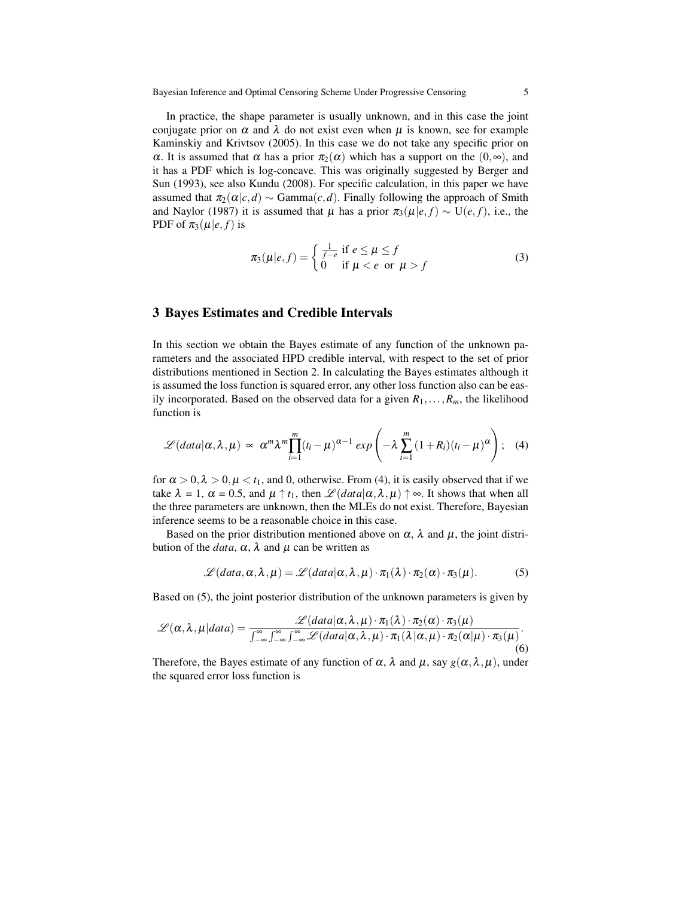In practice, the shape parameter is usually unknown, and in this case the joint conjugate prior on $\alpha$ and $\lambda$ do not exist even when $\mu$ is known, see for example Kaminskiy and Krivtsov (2005). In this case we do not take any specific prior on $\alpha$. It is assumed that $\alpha$ has a prior $\pi_2(\alpha)$ which has a support on the $(0,\infty)$, and it has a PDF which is log-concave. This was originally suggested by Berger and Sun (1993), see also Kundu (2008). For specific calculation, in this paper we have assumed that $\pi_2(\alpha|c,d) \sim \text{Gamma}(c,d)$. Finally following the approach of Smith and Naylor (1987) it is assumed that $\mu$ has a prior $\pi_3(\mu|e,f) \sim \text{U}(e,f)$, i.e., the PDF of $\pi_3(\mu|e,f)$ is

$$\pi_3(\mu|e,f) = \begin{cases} \frac{1}{f-e} & \text{if } e \le \mu \le f \\ 0 & \text{if } \mu < e \text{ or } \mu > f \end{cases} \tag{3}$$

## 3 Bayes Estimates and Credible Intervals

In this section we obtain the Bayes estimate of any function of the unknown parameters and the associated HPD credible interval, with respect to the set of prior distributions mentioned in Section 2. In calculating the Bayes estimates although it is assumed the loss function is squared error, any other loss function also can be easily incorporated. Based on the observed data for a given $R_1,\ldots,R_m$, the likelihood function is

$$\mathscr{L}(data|\alpha,\lambda,\mu) \propto \alpha^m \lambda^m \prod_{i=1}^{m} (t_i - \mu)^{\alpha-1} \, exp\left(-\lambda \sum_{i=1}^{m} (1+R_i)(t_i-\mu)^{\alpha}\right); \tag{4}$$

for $\alpha > 0, \lambda > 0, \mu < t_1$, and 0, otherwise. From (4), it is easily observed that if we take $\lambda$ = 1, $\alpha$ = 0.5, and $\mu \uparrow t_1$, then $\mathscr{L}(data|\alpha,\lambda,\mu) \uparrow \infty$. It shows that when all the three parameters are unknown, then the MLEs do not exist. Therefore, Bayesian inference seems to be a reasonable choice in this case.

Based on the prior distribution mentioned above on $\alpha$, $\lambda$ and $\mu$, the joint distribution of the *data*, $\alpha$, $\lambda$ and $\mu$ can be written as

$$\mathscr{L}(data,\alpha,\lambda,\mu) = \mathscr{L}(data|\alpha,\lambda,\mu) \cdot \pi_1(\lambda) \cdot \pi_2(\alpha) \cdot \pi_3(\mu). \tag{5}$$

Based on (5), the joint posterior distribution of the unknown parameters is given by

$$\mathscr{L}(\alpha,\lambda,\mu|data) = \frac{\mathscr{L}(data|\alpha,\lambda,\mu) \cdot \pi_1(\lambda) \cdot \pi_2(\alpha) \cdot \pi_3(\mu)}{\int_{-\infty}^{\infty}\int_{-\infty}^{\infty}\int_{-\infty}^{\infty} \mathscr{L}(data|\alpha,\lambda,\mu) \cdot \pi_1(\lambda|\alpha,\mu) \cdot \pi_2(\alpha|\mu) \cdot \pi_3(\mu)}. \tag{6}$$

Therefore, the Bayes estimate of any function of $\alpha$, $\lambda$ and $\mu$, say $g(\alpha,\lambda,\mu)$, under the squared error loss function is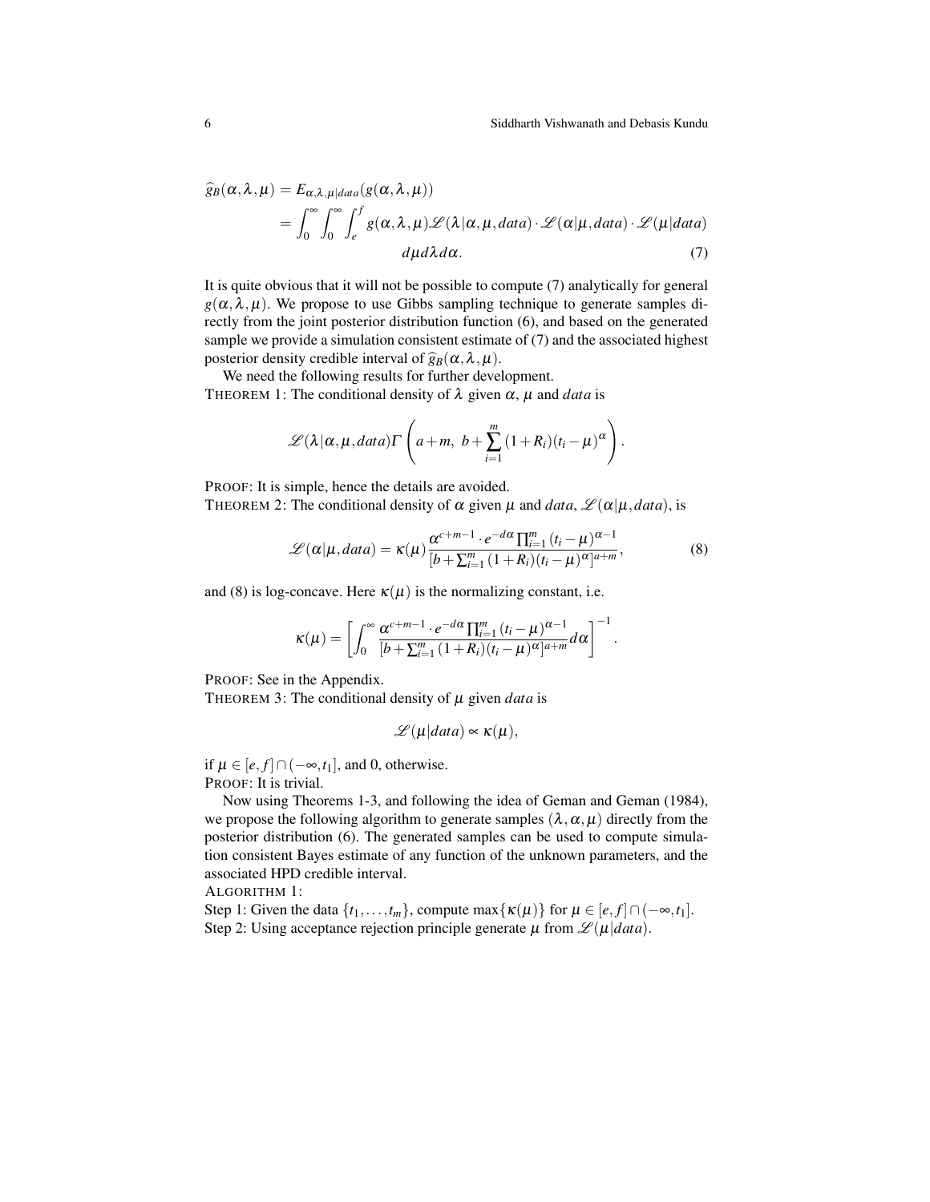$$
\begin{aligned}
\widehat{g}_B(\alpha,\lambda,\mu) &= E_{\alpha,\lambda,\mu|data}(g(\alpha,\lambda,\mu)) \\
&= \int_0^\infty \int_0^\infty \int_e^f g(\alpha,\lambda,\mu)\mathscr{L}(\lambda|\alpha,\mu,data)\cdot\mathscr{L}(\alpha|\mu,data)\cdot\mathscr{L}(\mu|data) \\
&\qquad d\mu d\lambda d\alpha. \qquad (7)
\end{aligned}
$$

It is quite obvious that it will not be possible to compute (7) analytically for general $g(\alpha,\lambda,\mu)$. We propose to use Gibbs sampling technique to generate samples directly from the joint posterior distribution function (6), and based on the generated sample we provide a simulation consistent estimate of (7) and the associated highest posterior density credible interval of $\widehat{g}_B(\alpha,\lambda,\mu)$.

We need the following results for further development.

THEOREM 1: The conditional density of $\lambda$ given $\alpha$, $\mu$ and *data* is

$$
\mathscr{L}(\lambda|\alpha,\mu,data)\Gamma\left(a+m,\ b+\sum_{i=1}^{m}(1+R_i)(t_i-\mu)^{\alpha}\right).
$$

PROOF: It is simple, hence the details are avoided.

THEOREM 2: The conditional density of $\alpha$ given $\mu$ and *data*, $\mathscr{L}(\alpha|\mu,data)$, is

$$
\mathscr{L}(\alpha|\mu,data) = \kappa(\mu)\frac{\alpha^{c+m-1}\cdot e^{-d\alpha}\prod_{i=1}^{m}(t_i-\mu)^{\alpha-1}}{[b+\sum_{i=1}^{m}(1+R_i)(t_i-\mu)^{\alpha}]^{a+m}}, \qquad (8)
$$

and (8) is log-concave. Here $\kappa(\mu)$ is the normalizing constant, i.e.

$$
\kappa(\mu) = \left[\int_0^\infty \frac{\alpha^{c+m-1}\cdot e^{-d\alpha}\prod_{i=1}^{m}(t_i-\mu)^{\alpha-1}}{[b+\sum_{i=1}^{m}(1+R_i)(t_i-\mu)^{\alpha}]^{a+m}}d\alpha\right]^{-1}.
$$

PROOF: See in the Appendix.

THEOREM 3: The conditional density of $\mu$ given *data* is

$$
\mathscr{L}(\mu|data) \propto \kappa(\mu),
$$

if $\mu \in [e,f]\cap(-\infty,t_1]$, and 0, otherwise.

PROOF: It is trivial.

Now using Theorems 1-3, and following the idea of Geman and Geman (1984), we propose the following algorithm to generate samples $(\lambda,\alpha,\mu)$ directly from the posterior distribution (6). The generated samples can be used to compute simulation consistent Bayes estimate of any function of the unknown parameters, and the associated HPD credible interval.

ALGORITHM 1:

Step 1: Given the data $\{t_1,\ldots,t_m\}$, compute $\max\{\kappa(\mu)\}$ for $\mu \in [e,f]\cap(-\infty,t_1]$.

Step 2: Using acceptance rejection principle generate $\mu$ from $\mathscr{L}(\mu|data)$.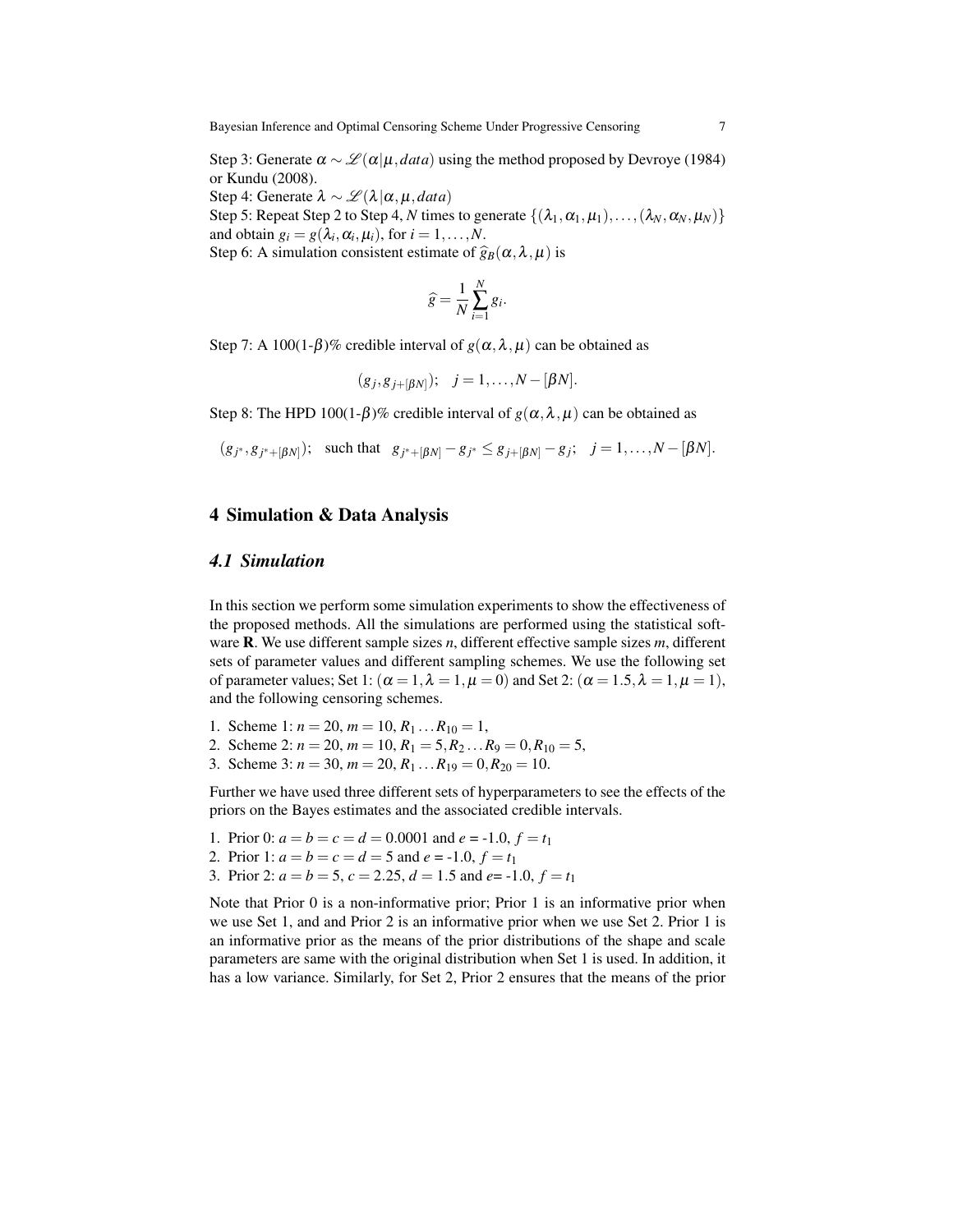Step 3: Generate $\alpha \sim \mathscr{L}(\alpha|\mu, data)$ using the method proposed by Devroye (1984) or Kundu (2008).

Step 4: Generate $\lambda \sim \mathscr{L}(\lambda|\alpha, \mu, data)$

Step 5: Repeat Step 2 to Step 4, $N$ times to generate $\{(\lambda_1, \alpha_1, \mu_1), \ldots, (\lambda_N, \alpha_N, \mu_N)\}$ and obtain $g_i = g(\lambda_i, \alpha_i, \mu_i)$, for $i = 1, \ldots, N$.

Step 6: A simulation consistent estimate of $\widehat{g}_B(\alpha, \lambda, \mu)$ is

$$\widehat{g} = \frac{1}{N}\sum_{i=1}^{N} g_i.$$

Step 7: A 100(1-$\beta$)% credible interval of $g(\alpha, \lambda, \mu)$ can be obtained as

$$(g_j, g_{j+[\beta N]}); \quad j = 1, \ldots, N - [\beta N].$$

Step 8: The HPD 100(1-$\beta$)% credible interval of $g(\alpha, \lambda, \mu)$ can be obtained as

$$(g_{j^*}, g_{j^*+[\beta N]}); \quad \text{such that} \quad g_{j^*+[\beta N]} - g_{j^*} \le g_{j+[\beta N]} - g_j; \quad j = 1, \ldots, N - [\beta N].$$

## 4 Simulation & Data Analysis

### *4.1 Simulation*

In this section we perform some simulation experiments to show the effectiveness of the proposed methods. All the simulations are performed using the statistical software **R**. We use different sample sizes *n*, different effective sample sizes *m*, different sets of parameter values and different sampling schemes. We use the following set of parameter values; Set 1: $(\alpha = 1, \lambda = 1, \mu = 0)$ and Set 2: $(\alpha = 1.5, \lambda = 1, \mu = 1)$, and the following censoring schemes.

1. Scheme 1: $n = 20$, $m = 10$, $R_1 \ldots R_{10} = 1$,
2. Scheme 2: $n = 20$, $m = 10$, $R_1 = 5, R_2 \ldots R_9 = 0, R_{10} = 5$,
3. Scheme 3: $n = 30$, $m = 20$, $R_1 \ldots R_{19} = 0, R_{20} = 10$.

Further we have used three different sets of hyperparameters to see the effects of the priors on the Bayes estimates and the associated credible intervals.

1. Prior 0: $a = b = c = d = 0.0001$ and $e$ = -1.0, $f = t_1$
2. Prior 1: $a = b = c = d = 5$ and $e$ = -1.0, $f = t_1$
3. Prior 2: $a = b = 5$, $c = 2.25$, $d = 1.5$ and $e$= -1.0, $f = t_1$

Note that Prior 0 is a non-informative prior; Prior 1 is an informative prior when we use Set 1, and and Prior 2 is an informative prior when we use Set 2. Prior 1 is an informative prior as the means of the prior distributions of the shape and scale parameters are same with the original distribution when Set 1 is used. In addition, it has a low variance. Similarly, for Set 2, Prior 2 ensures that the means of the prior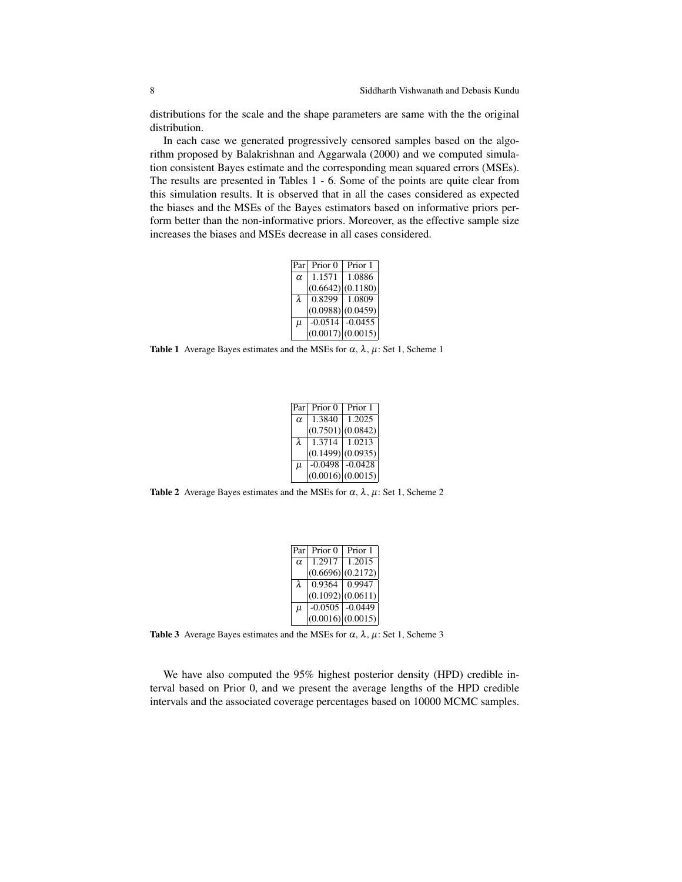distributions for the scale and the shape parameters are same with the the original distribution.

In each case we generated progressively censored samples based on the algorithm proposed by Balakrishnan and Aggarwala (2000) and we computed simulation consistent Bayes estimate and the corresponding mean squared errors (MSEs). The results are presented in Tables 1 - 6. Some of the points are quite clear from this simulation results. It is observed that in all the cases considered as expected the biases and the MSEs of the Bayes estimators based on informative priors perform better than the non-informative priors. Moreover, as the effective sample size increases the biases and MSEs decrease in all cases considered.

| Par | Prior 0 | Prior 1 |
|---|---|---|
| $\alpha$ | 1.1571 | 1.0886 |
| | (0.6642) | (0.1180) |
| $\lambda$ | 0.8299 | 1.0809 |
| | (0.0988) | (0.0459) |
| $\mu$ | -0.0514 | -0.0455 |
| | (0.0017) | (0.0015) |

**Table 1** Average Bayes estimates and the MSEs for $\alpha$, $\lambda$, $\mu$: Set 1, Scheme 1

| Par | Prior 0 | Prior 1 |
|---|---|---|
| $\alpha$ | 1.3840 | 1.2025 |
| | (0.7501) | (0.0842) |
| $\lambda$ | 1.3714 | 1.0213 |
| | (0.1499) | (0.0935) |
| $\mu$ | -0.0498 | -0.0428 |
| | (0.0016) | (0.0015) |

**Table 2** Average Bayes estimates and the MSEs for $\alpha$, $\lambda$, $\mu$: Set 1, Scheme 2

| Par | Prior 0 | Prior 1 |
|---|---|---|
| $\alpha$ | 1.2917 | 1.2015 |
| | (0.6696) | (0.2172) |
| $\lambda$ | 0.9364 | 0.9947 |
| | (0.1092) | (0.0611) |
| $\mu$ | -0.0505 | -0.0449 |
| | (0.0016) | (0.0015) |

**Table 3** Average Bayes estimates and the MSEs for $\alpha$, $\lambda$, $\mu$: Set 1, Scheme 3

We have also computed the 95% highest posterior density (HPD) credible interval based on Prior 0, and we present the average lengths of the HPD credible intervals and the associated coverage percentages based on 10000 MCMC samples.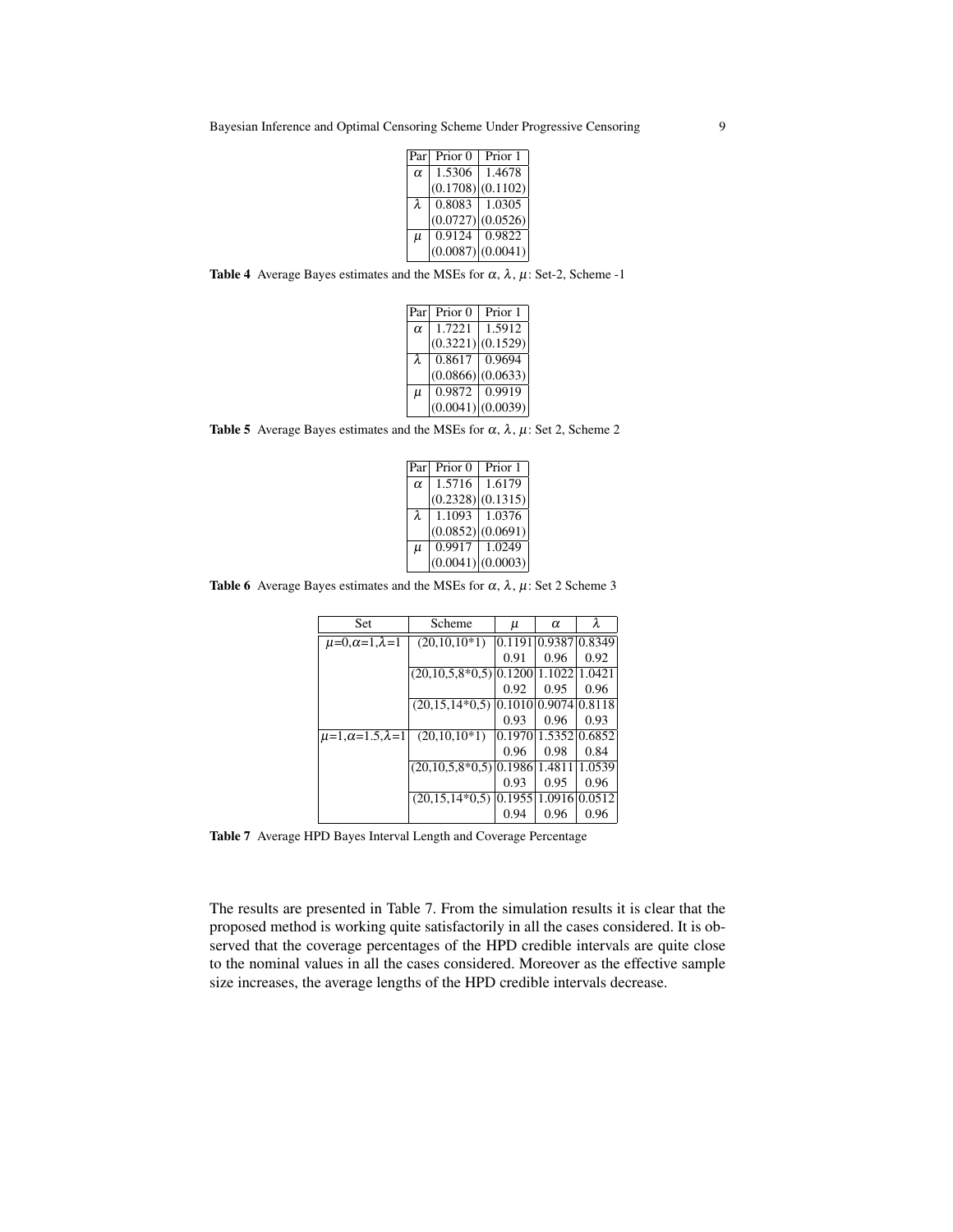| Par | Prior 0 | Prior 1 |
|---|---|---|
| $\alpha$ | 1.5306 | 1.4678 |
| | (0.1708) | (0.1102) |
| $\lambda$ | 0.8083 | 1.0305 |
| | (0.0727) | (0.0526) |
| $\mu$ | 0.9124 | 0.9822 |
| | (0.0087) | (0.0041) |

**Table 4** Average Bayes estimates and the MSEs for $\alpha$, $\lambda$, $\mu$: Set-2, Scheme -1

| Par | Prior 0 | Prior 1 |
|---|---|---|
| $\alpha$ | 1.7221 | 1.5912 |
| | (0.3221) | (0.1529) |
| $\lambda$ | 0.8617 | 0.9694 |
| | (0.0866) | (0.0633) |
| $\mu$ | 0.9872 | 0.9919 |
| | (0.0041) | (0.0039) |

**Table 5** Average Bayes estimates and the MSEs for $\alpha$, $\lambda$, $\mu$: Set 2, Scheme 2

| Par | Prior 0 | Prior 1 |
|---|---|---|
| $\alpha$ | 1.5716 | 1.6179 |
| | (0.2328) | (0.1315) |
| $\lambda$ | 1.1093 | 1.0376 |
| | (0.0852) | (0.0691) |
| $\mu$ | 0.9917 | 1.0249 |
| | (0.0041) | (0.0003) |

**Table 6** Average Bayes estimates and the MSEs for $\alpha$, $\lambda$, $\mu$: Set 2 Scheme 3

| Set | Scheme | $\mu$ | $\alpha$ | $\lambda$ |
|---|---|---|---|---|
| $\mu$=0,$\alpha$=1,$\lambda$=1 | (20,10,10*1) | 0.1191 | 0.9387 | 0.8349 |
| | | 0.91 | 0.96 | 0.92 |
| | (20,10,5,8*0,5) | 0.1200 | 1.1022 | 1.0421 |
| | | 0.92 | 0.95 | 0.96 |
| | (20,15,14*0,5) | 0.1010 | 0.9074 | 0.8118 |
| | | 0.93 | 0.96 | 0.93 |
| $\mu$=1,$\alpha$=1.5,$\lambda$=1 | (20,10,10*1) | 0.1970 | 1.5352 | 0.6852 |
| | | 0.96 | 0.98 | 0.84 |
| | (20,10,5,8*0,5) | 0.1986 | 1.4811 | 1.0539 |
| | | 0.93 | 0.95 | 0.96 |
| | (20,15,14*0,5) | 0.1955 | 1.0916 | 0.0512 |
| | | 0.94 | 0.96 | 0.96 |

**Table 7** Average HPD Bayes Interval Length and Coverage Percentage

The results are presented in Table 7. From the simulation results it is clear that the proposed method is working quite satisfactorily in all the cases considered. It is observed that the coverage percentages of the HPD credible intervals are quite close to the nominal values in all the cases considered. Moreover as the effective sample size increases, the average lengths of the HPD credible intervals decrease.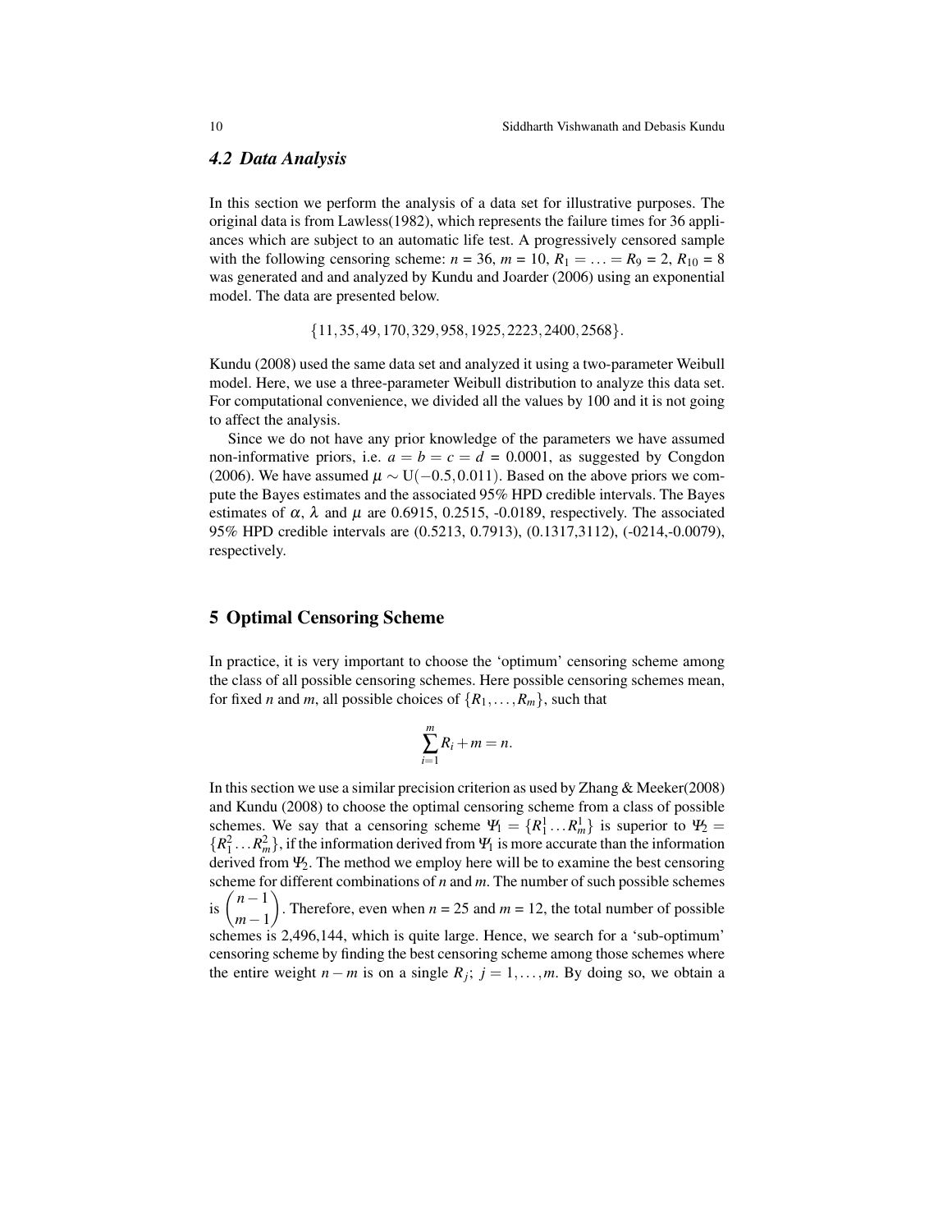### 4.2 Data Analysis

In this section we perform the analysis of a data set for illustrative purposes. The original data is from Lawless(1982), which represents the failure times for 36 appliances which are subject to an automatic life test. A progressively censored sample with the following censoring scheme: $n$ = 36, $m$ = 10, $R_1 = \ldots = R_9$ = 2, $R_{10}$ = 8 was generated and and analyzed by Kundu and Joarder (2006) using an exponential model. The data are presented below.

$$\{11, 35, 49, 170, 329, 958, 1925, 2223, 2400, 2568\}.$$

Kundu (2008) used the same data set and analyzed it using a two-parameter Weibull model. Here, we use a three-parameter Weibull distribution to analyze this data set. For computational convenience, we divided all the values by 100 and it is not going to affect the analysis.

Since we do not have any prior knowledge of the parameters we have assumed non-informative priors, i.e. $a = b = c = d$ = 0.0001, as suggested by Congdon (2006). We have assumed $\mu \sim \mathrm{U}(-0.5, 0.011)$. Based on the above priors we compute the Bayes estimates and the associated 95% HPD credible intervals. The Bayes estimates of $\alpha$, $\lambda$ and $\mu$ are 0.6915, 0.2515, -0.0189, respectively. The associated 95% HPD credible intervals are (0.5213, 0.7913), (0.1317,3112), (-0214,-0.0079), respectively.

## 5 Optimal Censoring Scheme

In practice, it is very important to choose the 'optimum' censoring scheme among the class of all possible censoring schemes. Here possible censoring schemes mean, for fixed $n$ and $m$, all possible choices of $\{R_1, \ldots, R_m\}$, such that

$$\sum_{i=1}^{m} R_i + m = n.$$

In this section we use a similar precision criterion as used by Zhang & Meeker(2008) and Kundu (2008) to choose the optimal censoring scheme from a class of possible schemes. We say that a censoring scheme $\Psi_1 = \{R_1^1 \ldots R_m^1\}$ is superior to $\Psi_2 = \{R_1^2 \ldots R_m^2\}$, if the information derived from $\Psi_1$ is more accurate than the information derived from $\Psi_2$. The method we employ here will be to examine the best censoring scheme for different combinations of $n$ and $m$. The number of such possible schemes is $\binom{n-1}{m-1}$. Therefore, even when $n$ = 25 and $m$ = 12, the total number of possible schemes is 2,496,144, which is quite large. Hence, we search for a 'sub-optimum' censoring scheme by finding the best censoring scheme among those schemes where the entire weight $n - m$ is on a single $R_j$; $j = 1, \ldots, m$. By doing so, we obtain a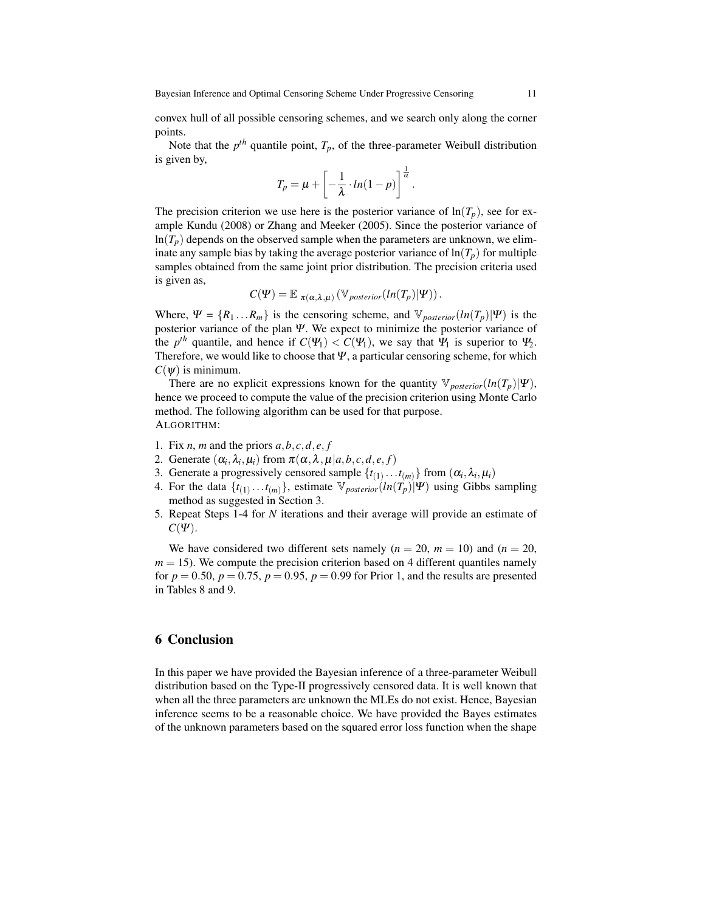convex hull of all possible censoring schemes, and we search only along the corner points.

Note that the $p^{th}$ quantile point, $T_p$, of the three-parameter Weibull distribution is given by,

$$T_p = \mu + \left[ -\frac{1}{\lambda} \cdot ln(1-p) \right]^{\frac{1}{\alpha}}.$$

The precision criterion we use here is the posterior variance of $\ln(T_p)$, see for example Kundu (2008) or Zhang and Meeker (2005). Since the posterior variance of $\ln(T_p)$ depends on the observed sample when the parameters are unknown, we eliminate any sample bias by taking the average posterior variance of $\ln(T_p)$ for multiple samples obtained from the same joint prior distribution. The precision criteria used is given as,

$$C(\Psi) = \mathbb{E}_{\pi(\alpha,\lambda,\mu)} \left( \mathbb{V}_{posterior}(ln(T_p)|\Psi) \right).$$

Where, $\Psi = \{R_1 \ldots R_m\}$ is the censoring scheme, and $\mathbb{V}_{posterior}(ln(T_p)|\Psi)$ is the posterior variance of the plan $\Psi$. We expect to minimize the posterior variance of the $p^{th}$ quantile, and hence if $C(\Psi_1) < C(\Psi_1)$, we say that $\Psi_1$ is superior to $\Psi_2$. Therefore, we would like to choose that $\Psi$, a particular censoring scheme, for which $C(\psi)$ is minimum.

There are no explicit expressions known for the quantity $\mathbb{V}_{posterior}(ln(T_p)|\Psi)$, hence we proceed to compute the value of the precision criterion using Monte Carlo method. The following algorithm can be used for that purpose.

ALGORITHM:

1. Fix $n$, $m$ and the priors $a,b,c,d,e,f$
2. Generate $(\alpha_i, \lambda_i, \mu_i)$ from $\pi(\alpha, \lambda, \mu | a,b,c,d,e,f)$
3. Generate a progressively censored sample $\{t_{(1)} \ldots t_{(m)}\}$ from $(\alpha_i, \lambda_i, \mu_i)$
4. For the data $\{t_{(1)} \ldots t_{(m)}\}$, estimate $\mathbb{V}_{posterior}(ln(T_p)|\Psi)$ using Gibbs sampling method as suggested in Section 3.
5. Repeat Steps 1-4 for $N$ iterations and their average will provide an estimate of $C(\Psi)$.

We have considered two different sets namely ($n = 20$, $m = 10$) and ($n = 20$, $m = 15$). We compute the precision criterion based on 4 different quantiles namely for $p = 0.50$, $p = 0.75$, $p = 0.95$, $p = 0.99$ for Prior 1, and the results are presented in Tables 8 and 9.

## 6 Conclusion

In this paper we have provided the Bayesian inference of a three-parameter Weibull distribution based on the Type-II progressively censored data. It is well known that when all the three parameters are unknown the MLEs do not exist. Hence, Bayesian inference seems to be a reasonable choice. We have provided the Bayes estimates of the unknown parameters based on the squared error loss function when the shape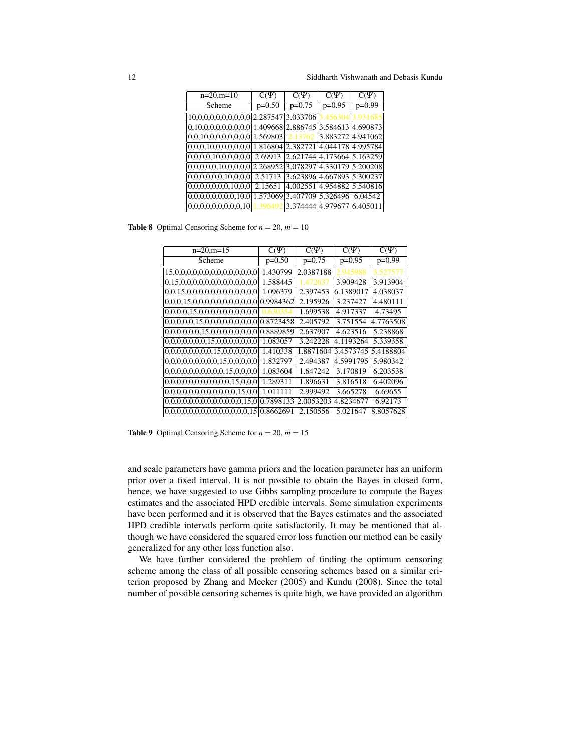| n=20,m=10 | C(Ψ) | C(Ψ) | C(Ψ) | C(Ψ) |
|---|---|---|---|---|
| Scheme | p=0.50 | p=0.75 | p=0.95 | p=0.99 |
| 10,0,0,0,0,0,0,0,0,0 | 2.287547 | 3.033706 | 3.456304 | 3.931685 |
| 0,10,0,0,0,0,0,0,0,0 | 1.409668 | 2.886745 | 3.584613 | 4.690873 |
| 0,0,10,0,0,0,0,0,0,0 | 1.569803 | 2.13762 | 3.883272 | 4.941062 |
| 0,0,0,10,0,0,0,0,0,0 | 1.816804 | 2.382721 | 4.044178 | 4.995784 |
| 0,0,0,0,10,0,0,0,0,0 | 2.69913 | 2.621744 | 4.173664 | 5.163259 |
| 0,0,0,0,0,10,0,0,0,0 | 2.268952 | 3.078297 | 4.330179 | 5.200208 |
| 0,0,0,0,0,0,10,0,0,0 | 2.51713 | 3.623896 | 4.667893 | 5.300237 |
| 0,0,0,0,0,0,0,10,0,0 | 2.15651 | 4.002551 | 4.954882 | 5.540816 |
| 0,0,0,0,0,0,0,0,10,0 | 1.573069 | 3.407709 | 5.326496 | 6.04542 |
| 0,0,0,0,0,0,0,0,0,10 | 1.396492 | 3.374444 | 4.979677 | 6.405011 |

**Table 8** Optimal Censoring Scheme for $n = 20$, $m = 10$

| n=20,m=15 | C(Ψ) | C(Ψ) | C(Ψ) | C(Ψ) |
|---|---|---|---|---|
| Scheme | p=0.50 | p=0.75 | p=0.95 | p=0.99 |
| 15,0,0,0,0,0,0,0,0,0,0,0,0,0,0 | 1.430799 | 2.0387188 | 2.945988 | 3.527577 |
| 0,15,0,0,0,0,0,0,0,0,0,0,0,0,0 | 1.588445 | 1.472637 | 3.909428 | 3.913904 |
| 0,0,15,0,0,0,0,0,0,0,0,0,0,0,0 | 1.096379 | 2.397453 | 6.1389017 | 4.038037 |
| 0,0,0,15,0,0,0,0,0,0,0,0,0,0,0 | 0.9984362 | 2.195926 | 3.237427 | 4.480111 |
| 0,0,0,0,15,0,0,0,0,0,0,0,0,0,0 | 0.630354 | 1.699538 | 4.917337 | 4.73495 |
| 0,0,0,0,0,15,0,0,0,0,0,0,0,0,0 | 0.8723458 | 2.405792 | 3.751554 | 4.7763508 |
| 0,0,0,0,0,0,15,0,0,0,0,0,0,0,0 | 0.8889859 | 2.637907 | 4.623516 | 5.238868 |
| 0,0,0,0,0,0,0,15,0,0,0,0,0,0,0 | 1.083057 | 3.242228 | 4.1193264 | 5.339358 |
| 0,0,0,0,0,0,0,0,15,0,0,0,0,0,0 | 1.410338 | 1.8871604 | 3.4573745 | 5.4188804 |
| 0,0,0,0,0,0,0,0,0,15,0,0,0,0,0 | 1.832797 | 2.494387 | 4.5991795 | 5.980342 |
| 0,0,0,0,0,0,0,0,0,0,15,0,0,0,0 | 1.083604 | 1.647242 | 3.170819 | 6.203538 |
| 0,0,0,0,0,0,0,0,0,0,0,15,0,0,0 | 1.289311 | 1.896631 | 3.816518 | 6.402096 |
| 0,0,0,0,0,0,0,0,0,0,0,0,15,0,0 | 1.011111 | 2.999492 | 3.665278 | 6.69655 |
| 0,0,0,0,0,0,0,0,0,0,0,0,0,15,0 | 0.7898133 | 2.0053203 | 4.8234677 | 6.92173 |
| 0,0,0,0,0,0,0,0,0,0,0,0,0,0,15 | 0.8662691 | 2.150556 | 5.021647 | 8.8057628 |

**Table 9** Optimal Censoring Scheme for $n = 20$, $m = 15$

and scale parameters have gamma priors and the location parameter has an uniform prior over a fixed interval. It is not possible to obtain the Bayes in closed form, hence, we have suggested to use Gibbs sampling procedure to compute the Bayes estimates and the associated HPD credible intervals. Some simulation experiments have been performed and it is observed that the Bayes estimates and the associated HPD credible intervals perform quite satisfactorily. It may be mentioned that although we have considered the squared error loss function our method can be easily generalized for any other loss function also.

We have further considered the problem of finding the optimum censoring scheme among the class of all possible censoring schemes based on a similar criterion proposed by Zhang and Meeker (2005) and Kundu (2008). Since the total number of possible censoring schemes is quite high, we have provided an algorithm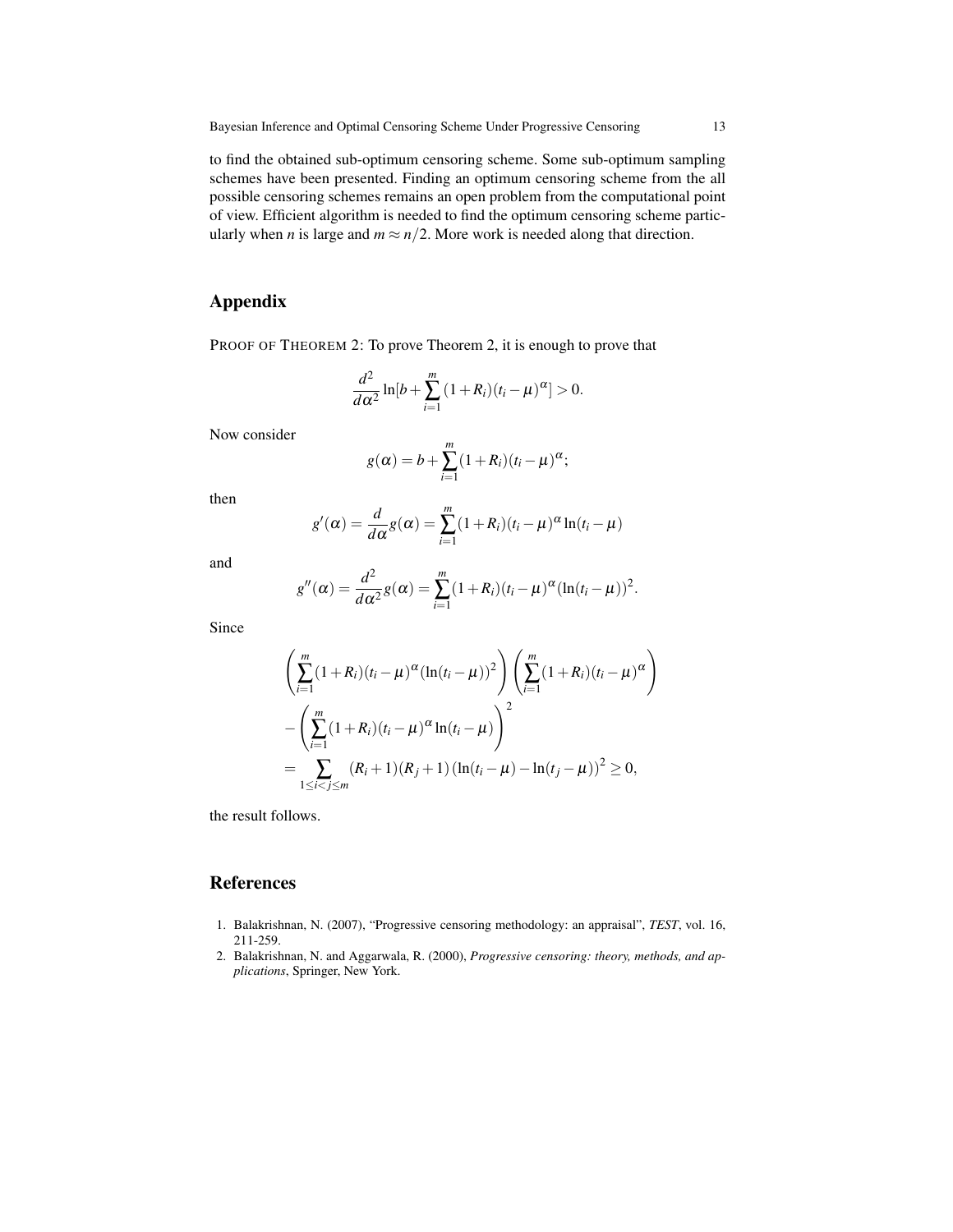to find the obtained sub-optimum censoring scheme. Some sub-optimum sampling schemes have been presented. Finding an optimum censoring scheme from the all possible censoring schemes remains an open problem from the computational point of view. Efficient algorithm is needed to find the optimum censoring scheme particularly when $n$ is large and $m \approx n/2$. More work is needed along that direction.

## Appendix

PROOF OF THEOREM 2: To prove Theorem 2, it is enough to prove that

$$\frac{d^2}{d\alpha^2} \ln[b + \sum_{i=1}^{m} (1+R_i)(t_i - \mu)^{\alpha}] > 0.$$

Now consider

$$g(\alpha) = b + \sum_{i=1}^{m} (1+R_i)(t_i - \mu)^{\alpha};$$

then

$$g'(\alpha) = \frac{d}{d\alpha} g(\alpha) = \sum_{i=1}^{m} (1+R_i)(t_i - \mu)^{\alpha} \ln(t_i - \mu)$$

and

$$g''(\alpha) = \frac{d^2}{d\alpha^2} g(\alpha) = \sum_{i=1}^{m} (1+R_i)(t_i - \mu)^{\alpha} (\ln(t_i - \mu))^2.$$

Since

$$\begin{aligned}
&\left(\sum_{i=1}^{m}(1+R_i)(t_i-\mu)^{\alpha}(\ln(t_i-\mu))^2\right)\left(\sum_{i=1}^{m}(1+R_i)(t_i-\mu)^{\alpha}\right) \\
&-\left(\sum_{i=1}^{m}(1+R_i)(t_i-\mu)^{\alpha}\ln(t_i-\mu)\right)^2 \\
&= \sum_{1 \le i < j \le m} (R_i+1)(R_j+1)\left(\ln(t_i-\mu)-\ln(t_j-\mu)\right)^2 \ge 0,
\end{aligned}$$

the result follows.

## References

1. Balakrishnan, N. (2007), "Progressive censoring methodology: an appraisal", ***TEST***, vol. 16, 211-259.
2. Balakrishnan, N. and Aggarwala, R. (2000), *Progressive censoring: theory, methods, and applications*, Springer, New York.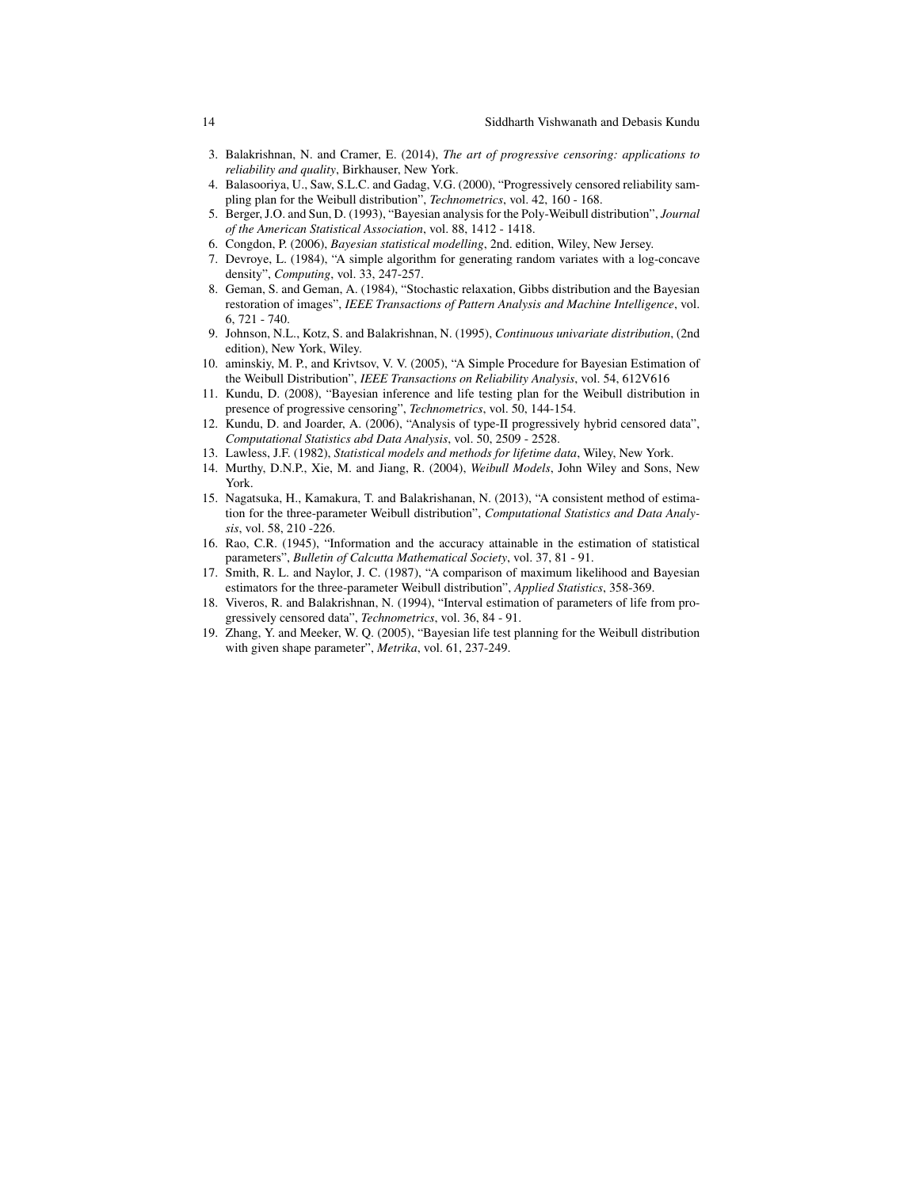3. Balakrishnan, N. and Cramer, E. (2014), *The art of progressive censoring: applications to reliability and quality*, Birkhauser, New York.
4. Balasooriya, U., Saw, S.L.C. and Gadag, V.G. (2000), "Progressively censored reliability sampling plan for the Weibull distribution", *Technometrics*, vol. 42, 160 - 168.
5. Berger, J.O. and Sun, D. (1993), "Bayesian analysis for the Poly-Weibull distribution", *Journal of the American Statistical Association*, vol. 88, 1412 - 1418.
6. Congdon, P. (2006), *Bayesian statistical modelling*, 2nd. edition, Wiley, New Jersey.
7. Devroye, L. (1984), "A simple algorithm for generating random variates with a log-concave density", *Computing*, vol. 33, 247-257.
8. Geman, S. and Geman, A. (1984), "Stochastic relaxation, Gibbs distribution and the Bayesian restoration of images", *IEEE Transactions of Pattern Analysis and Machine Intelligence*, vol. 6, 721 - 740.
9. Johnson, N.L., Kotz, S. and Balakrishnan, N. (1995), *Continuous univariate distribution*, (2nd edition), New York, Wiley.
10. aminskiy, M. P., and Krivtsov, V. V. (2005), "A Simple Procedure for Bayesian Estimation of the Weibull Distribution", *IEEE Transactions on Reliability Analysis*, vol. 54, 612V616
11. Kundu, D. (2008), "Bayesian inference and life testing plan for the Weibull distribution in presence of progressive censoring", *Technometrics*, vol. 50, 144-154.
12. Kundu, D. and Joarder, A. (2006), "Analysis of type-II progressively hybrid censored data", *Computational Statistics abd Data Analysis*, vol. 50, 2509 - 2528.
13. Lawless, J.F. (1982), *Statistical models and methods for lifetime data*, Wiley, New York.
14. Murthy, D.N.P., Xie, M. and Jiang, R. (2004), *Weibull Models*, John Wiley and Sons, New York.
15. Nagatsuka, H., Kamakura, T. and Balakrishanan, N. (2013), "A consistent method of estimation for the three-parameter Weibull distribution", *Computational Statistics and Data Analysis*, vol. 58, 210 -226.
16. Rao, C.R. (1945), "Information and the accuracy attainable in the estimation of statistical parameters", *Bulletin of Calcutta Mathematical Society*, vol. 37, 81 - 91.
17. Smith, R. L. and Naylor, J. C. (1987), "A comparison of maximum likelihood and Bayesian estimators for the three-parameter Weibull distribution", *Applied Statistics*, 358-369.
18. Viveros, R. and Balakrishnan, N. (1994), "Interval estimation of parameters of life from progressively censored data", *Technometrics*, vol. 36, 84 - 91.
19. Zhang, Y. and Meeker, W. Q. (2005), "Bayesian life test planning for the Weibull distribution with given shape parameter", *Metrika*, vol. 61, 237-249.